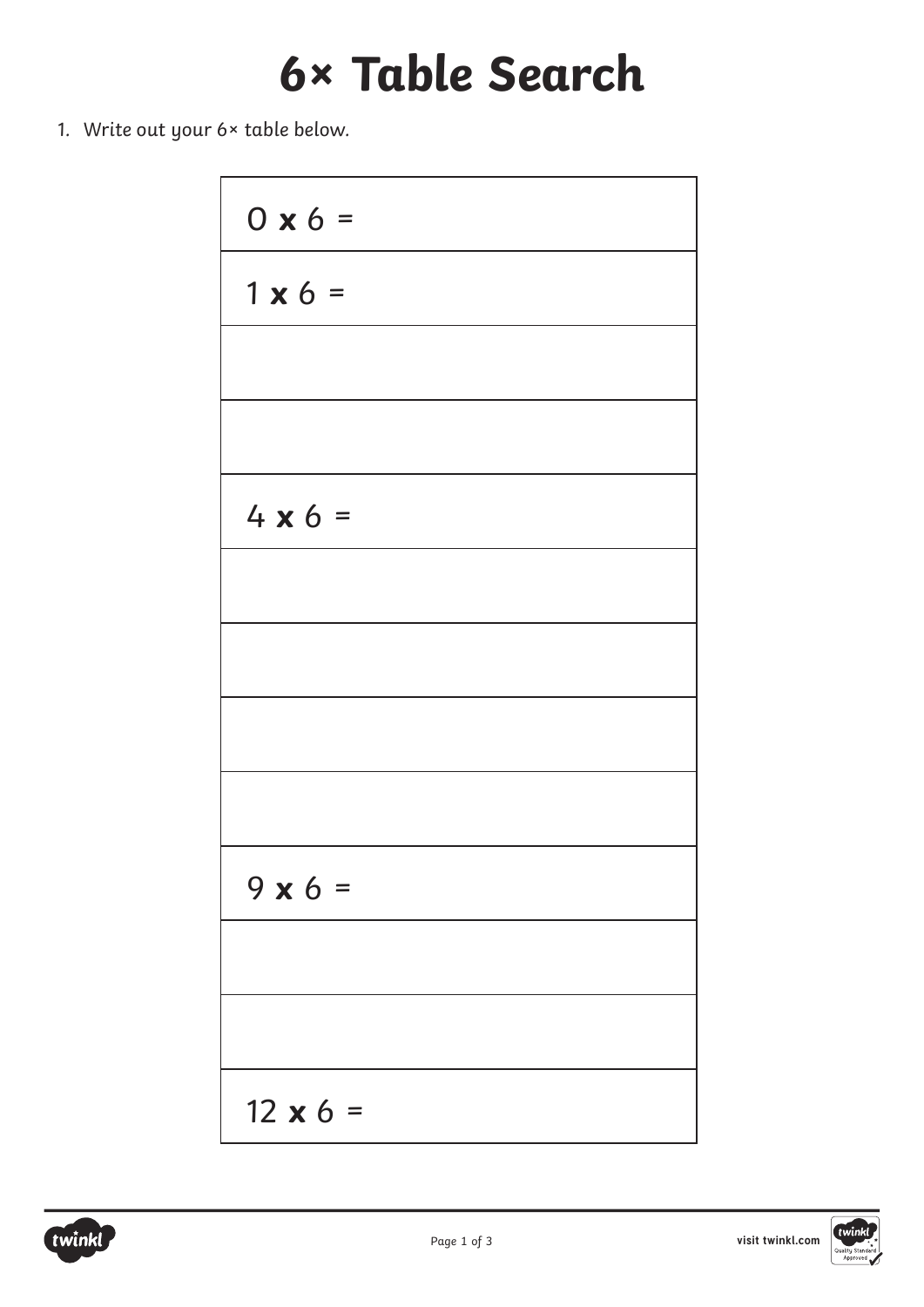# 6× Table Search

1. Write out your 6× table below.

| |
|---|
| 0 **x** 6 = |
| 1 **x** 6 = |
| |
| |
| 4 **x** 6 = |
| |
| |
| |
| |
| 9 **x** 6 = |
| |
| |
| 12 **x** 6 = |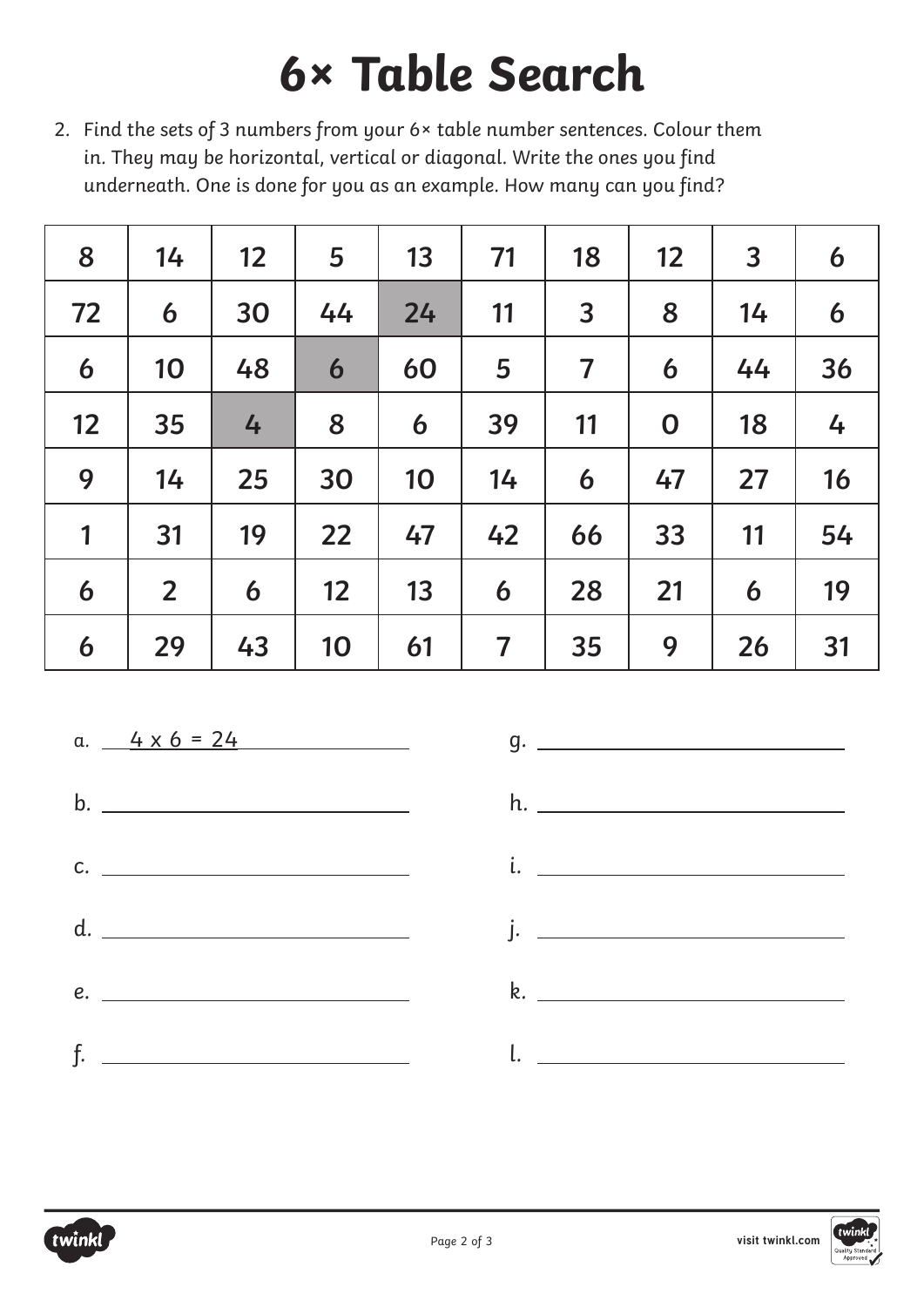# 6× Table Search

2. Find the sets of 3 numbers from your 6× table number sentences. Colour them in. They may be horizontal, vertical or diagonal. Write the ones you find underneath. One is done for you as an example. How many can you find?

| | | | | | | | | | |
|---|---|---|---|---|---|---|---|---|---|
| 8 | 14 | 12 | 5 | 13 | 71 | 18 | 12 | 3 | 6 |
| 72 | 6 | 30 | 44 | 24 | 11 | 3 | 8 | 14 | 6 |
| 6 | 10 | 48 | 6 | 60 | 5 | 7 | 6 | 44 | 36 |
| 12 | 35 | 4 | 8 | 6 | 39 | 11 | 0 | 18 | 4 |
| 9 | 14 | 25 | 30 | 10 | 14 | 6 | 47 | 27 | 16 |
| 1 | 31 | 19 | 22 | 47 | 42 | 66 | 33 | 11 | 54 |
| 6 | 2 | 6 | 12 | 13 | 6 | 28 | 21 | 6 | 19 |
| 6 | 29 | 43 | 10 | 61 | 7 | 35 | 9 | 26 | 31 |

a. 4 x 6 = 24

b. ______________________

c. ______________________

d. ______________________

e. ______________________

f. ______________________

g. ______________________

h. ______________________

i. ______________________

j. ______________________

k. ______________________

l. ______________________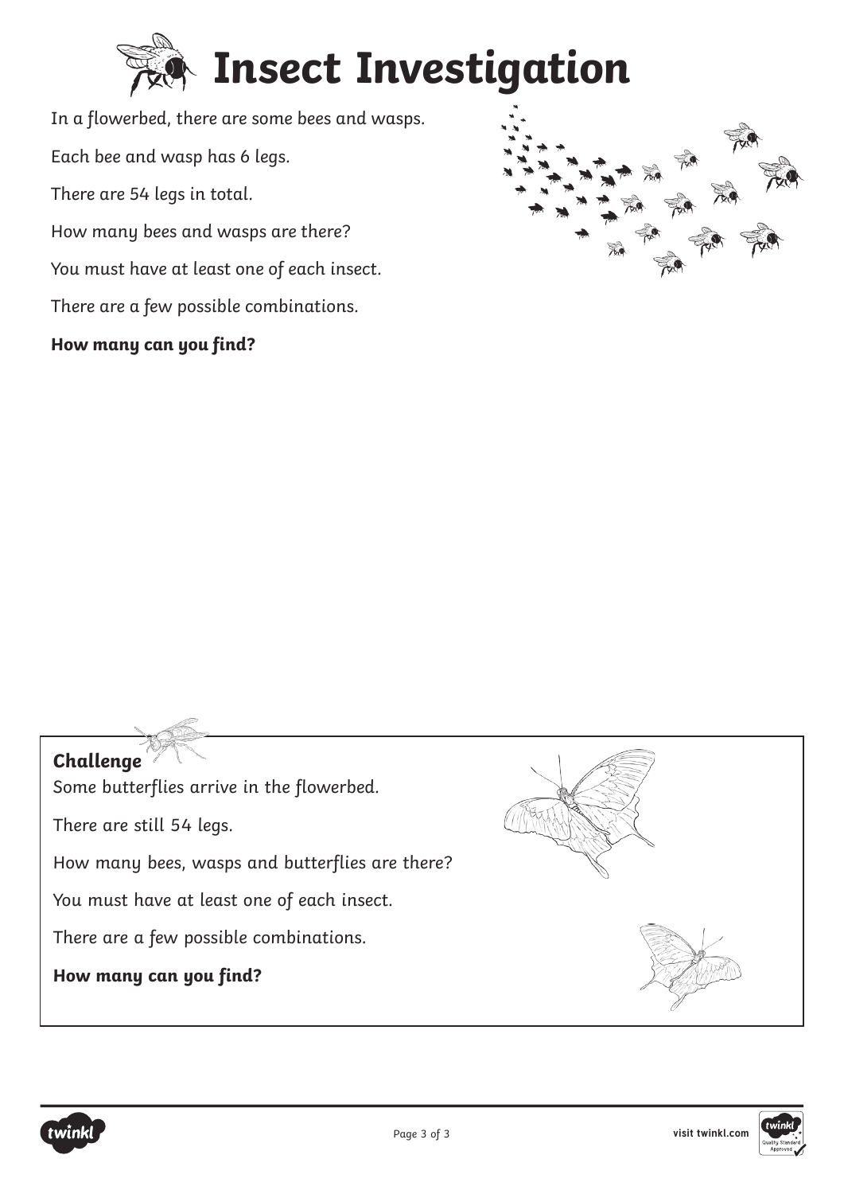# Insect Investigation

In a flowerbed, there are some bees and wasps.

Each bee and wasp has 6 legs.

There are 54 legs in total.

How many bees and wasps are there?

You must have at least one of each insect.

There are a few possible combinations.

**How many can you find?**

**Challenge**

Some butterflies arrive in the flowerbed.

There are still 54 legs.

How many bees, wasps and butterflies are there?

You must have at least one of each insect.

There are a few possible combinations.

**How many can you find?**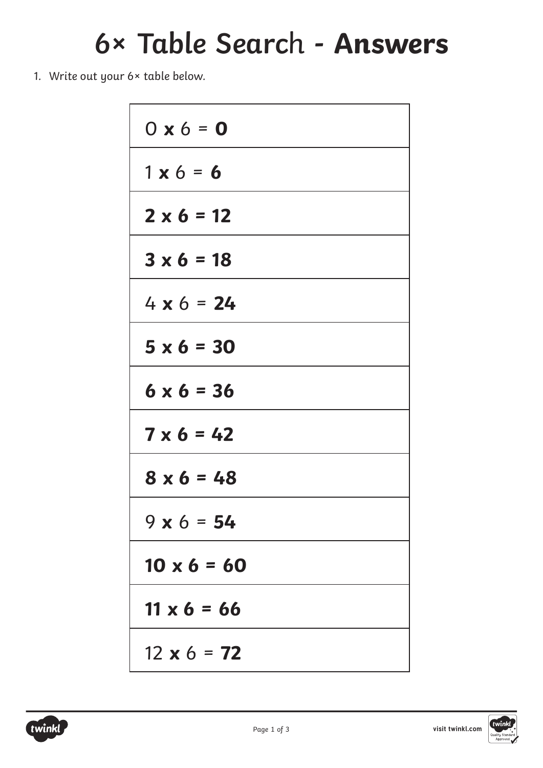# 6× Table Search - **Answers**

1. Write out your 6× table below.

| |
|---|
| 0 **x** 6 = **0** |
| 1 **x** 6 = **6** |
| **2 x 6 = 12** |
| **3 x 6 = 18** |
| 4 **x** 6 = **24** |
| **5 x 6 = 30** |
| **6 x 6 = 36** |
| **7 x 6 = 42** |
| **8 x 6 = 48** |
| 9 **x** 6 = **54** |
| **10 x 6 = 60** |
| **11 x 6 = 66** |
| 12 **x** 6 = **72** |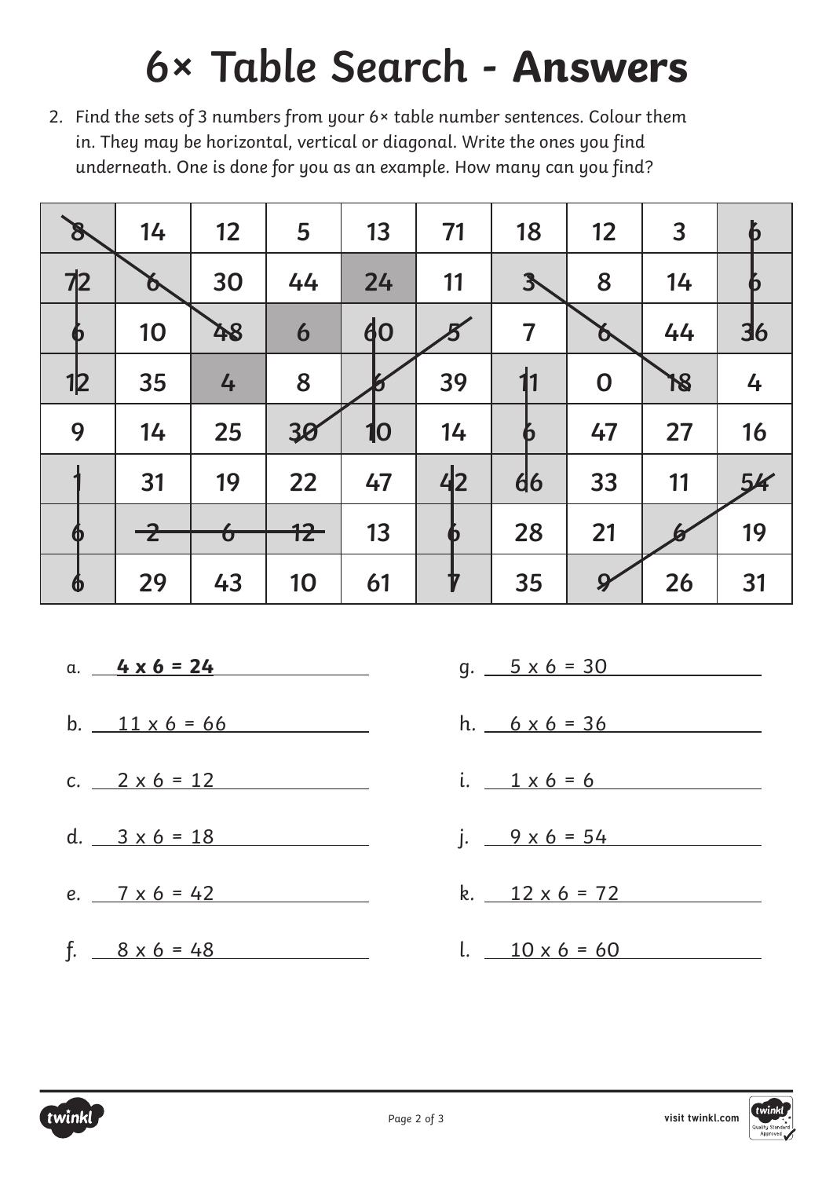# 6× Table Search - Answers

2. Find the sets of 3 numbers from your 6× table number sentences. Colour them in. They may be horizontal, vertical or diagonal. Write the ones you find underneath. One is done for you as an example. How many can you find?

| | | | | | | | | | |
|---|---|---|---|---|---|---|---|---|---|
| 8 | 14 | 12 | 5 | 13 | 71 | 18 | 12 | 3 | 6 |
| 72 | 6 | 30 | 44 | 24 | 11 | 3 | 8 | 14 | 6 |
| 6 | 10 | 48 | 6 | 60 | 5 | 7 | 6 | 44 | 36 |
| 12 | 35 | 4 | 8 | 6 | 39 | 11 | 0 | 18 | 4 |
| 9 | 14 | 25 | 30 | 10 | 14 | 6 | 47 | 27 | 16 |
| 1 | 31 | 19 | 22 | 47 | 42 | 66 | 33 | 11 | 54 |
| 6 | 2 | 6 | 12 | 13 | 6 | 28 | 21 | 6 | 19 |
| 6 | 29 | 43 | 10 | 61 | 7 | 35 | 9 | 26 | 31 |

a. **4 x 6 = 24**

b. 11 x 6 = 66

c. 2 x 6 = 12

d. 3 x 6 = 18

e. 7 x 6 = 42

f. 8 x 6 = 48

g. 5 x 6 = 30

h. 6 x 6 = 36

i. 1 x 6 = 6

j. 9 x 6 = 54

k. 12 x 6 = 72

l. 10 x 6 = 60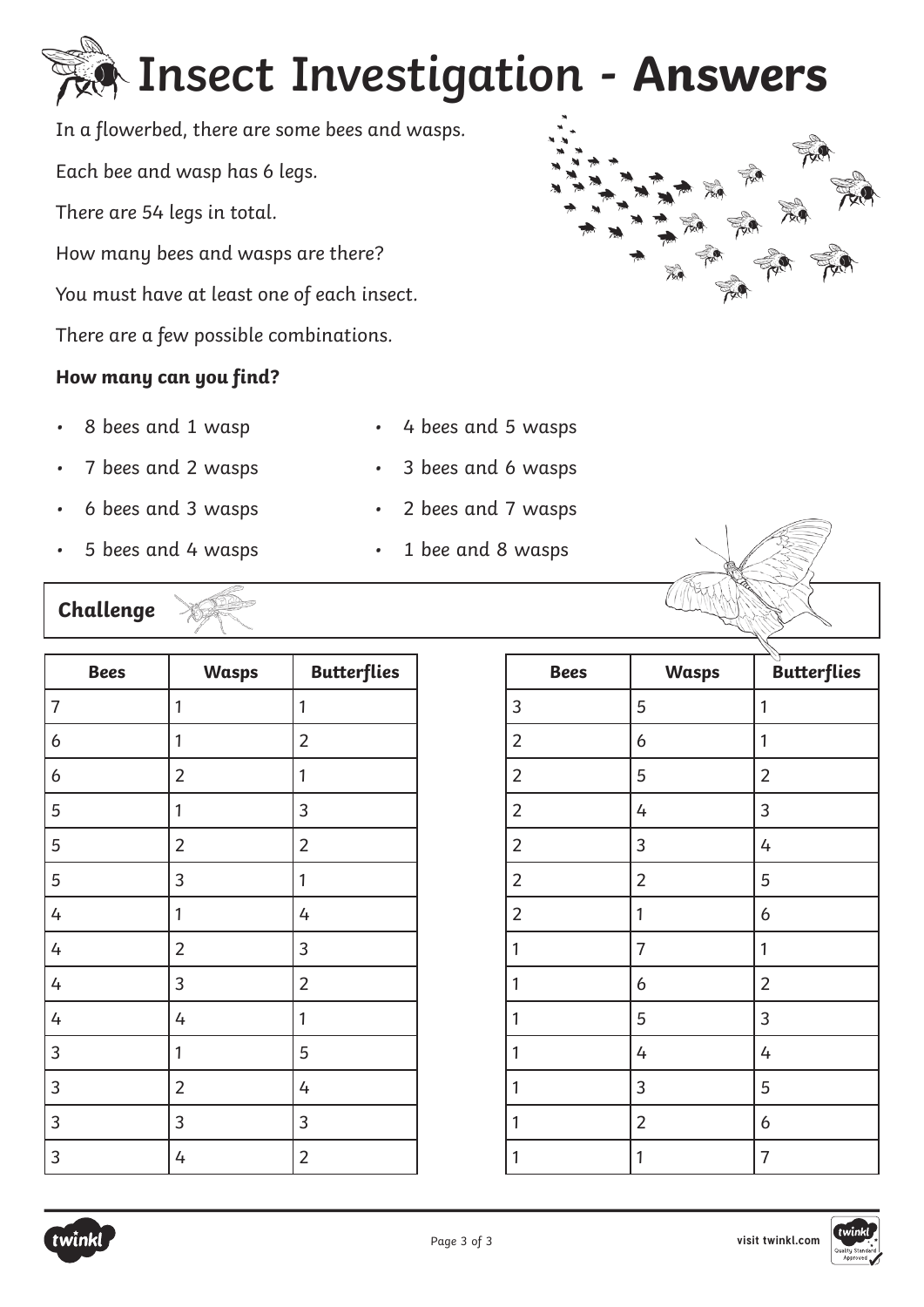# Insect Investigation - Answers

In a flowerbed, there are some bees and wasps.

Each bee and wasp has 6 legs.

There are 54 legs in total.

How many bees and wasps are there?

You must have at least one of each insect.

There are a few possible combinations.

**How many can you find?**

- 8 bees and 1 wasp
- 7 bees and 2 wasps
- 6 bees and 3 wasps
- 5 bees and 4 wasps
- 4 bees and 5 wasps
- 3 bees and 6 wasps
- 2 bees and 7 wasps
- 1 bee and 8 wasps

## Challenge

| Bees | Wasps | Butterflies |
|---|---|---|
| 7 | 1 | 1 |
| 6 | 1 | 2 |
| 6 | 2 | 1 |
| 5 | 1 | 3 |
| 5 | 2 | 2 |
| 5 | 3 | 1 |
| 4 | 1 | 4 |
| 4 | 2 | 3 |
| 4 | 3 | 2 |
| 4 | 4 | 1 |
| 3 | 1 | 5 |
| 3 | 2 | 4 |
| 3 | 3 | 3 |
| 3 | 4 | 2 |

| Bees | Wasps | Butterflies |
|---|---|---|
| 3 | 5 | 1 |
| 2 | 6 | 1 |
| 2 | 5 | 2 |
| 2 | 4 | 3 |
| 2 | 3 | 4 |
| 2 | 2 | 5 |
| 2 | 1 | 6 |
| 1 | 7 | 1 |
| 1 | 6 | 2 |
| 1 | 5 | 3 |
| 1 | 4 | 4 |
| 1 | 3 | 5 |
| 1 | 2 | 6 |
| 1 | 1 | 7 |